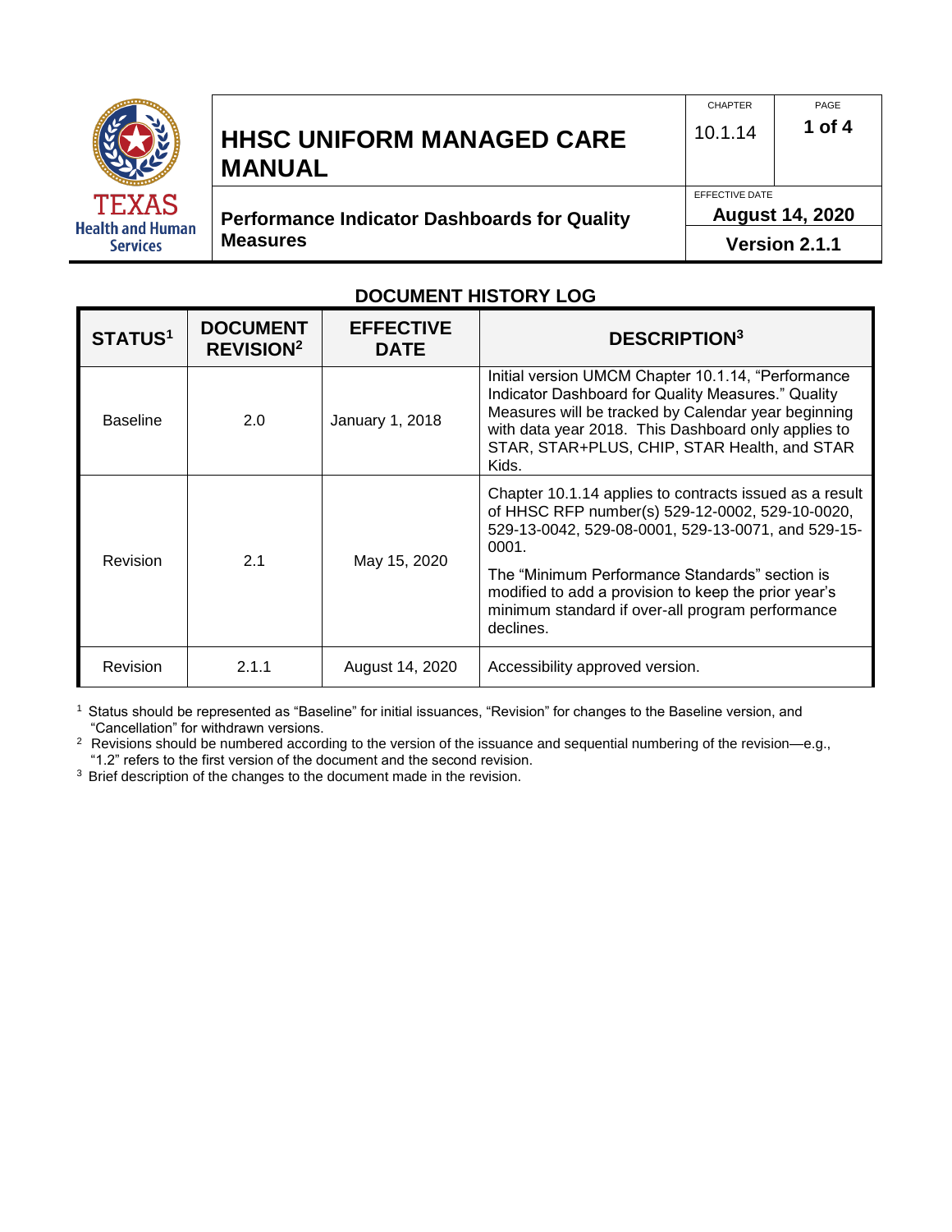# HHSC UNIFORM MANAGED CARE MANUAL

| CHAPTER | PAGE |
|---|---|
| 10.1.14 | 1 of 4 |

## Performance Indicator Dashboards for Quality Measures

EFFECTIVE DATE: **August 14, 2020**

**Version 2.1.1**

## DOCUMENT HISTORY LOG

| STATUS[1] | DOCUMENT REVISION[2] | EFFECTIVE DATE | DESCRIPTION[3] |
|---|---|---|---|
| Baseline | 2.0 | January 1, 2018 | Initial version UMCM Chapter 10.1.14, "Performance Indicator Dashboard for Quality Measures." Quality Measures will be tracked by Calendar year beginning with data year 2018. This Dashboard only applies to STAR, STAR+PLUS, CHIP, STAR Health, and STAR Kids. |
| Revision | 2.1 | May 15, 2020 | Chapter 10.1.14 applies to contracts issued as a result of HHSC RFP number(s) 529-12-0002, 529-10-0020, 529-13-0042, 529-08-0001, 529-13-0071, and 529-15-0001.<br><br>The "Minimum Performance Standards" section is modified to add a provision to keep the prior year's minimum standard if over-all program performance declines. |
| Revision | 2.1.1 | August 14, 2020 | Accessibility approved version. |

[1] Status should be represented as "Baseline" for initial issuances, "Revision" for changes to the Baseline version, and "Cancellation" for withdrawn versions.

[2] Revisions should be numbered according to the version of the issuance and sequential numbering of the revision—e.g., "1.2" refers to the first version of the document and the second revision.

[3] Brief description of the changes to the document made in the revision.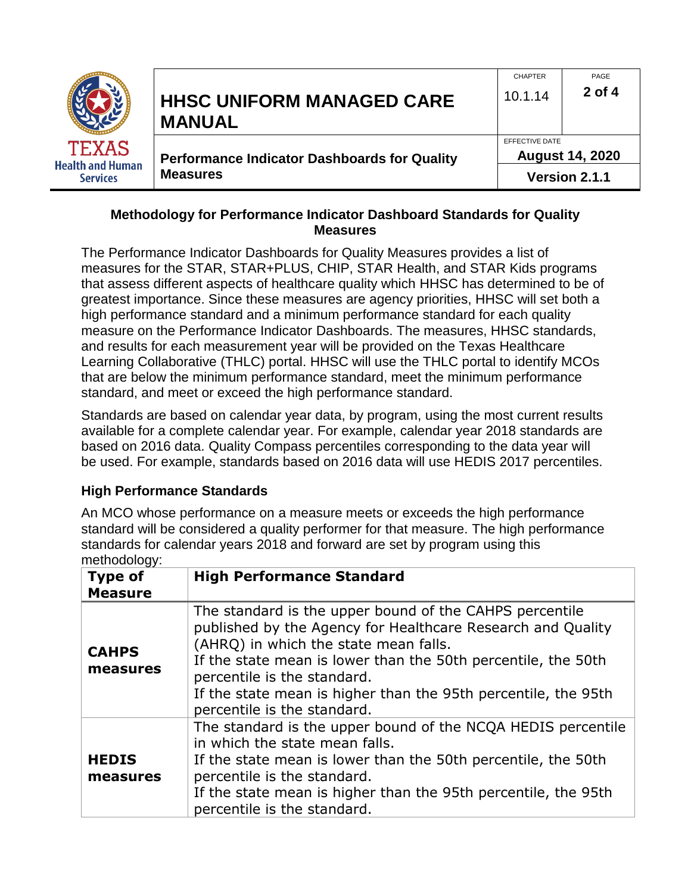## Methodology for Performance Indicator Dashboard Standards for Quality Measures

The Performance Indicator Dashboards for Quality Measures provides a list of measures for the STAR, STAR+PLUS, CHIP, STAR Health, and STAR Kids programs that assess different aspects of healthcare quality which HHSC has determined to be of greatest importance. Since these measures are agency priorities, HHSC will set both a high performance standard and a minimum performance standard for each quality measure on the Performance Indicator Dashboards. The measures, HHSC standards, and results for each measurement year will be provided on the Texas Healthcare Learning Collaborative (THLC) portal. HHSC will use the THLC portal to identify MCOs that are below the minimum performance standard, meet the minimum performance standard, and meet or exceed the high performance standard.

Standards are based on calendar year data, by program, using the most current results available for a complete calendar year. For example, calendar year 2018 standards are based on 2016 data. Quality Compass percentiles corresponding to the data year will be used. For example, standards based on 2016 data will use HEDIS 2017 percentiles.

### High Performance Standards

An MCO whose performance on a measure meets or exceeds the high performance standard will be considered a quality performer for that measure. The high performance standards for calendar years 2018 and forward are set by program using this methodology:

| Type of Measure | High Performance Standard |
|---|---|
| **CAHPS measures** | The standard is the upper bound of the CAHPS percentile published by the Agency for Healthcare Research and Quality (AHRQ) in which the state mean falls.<br>If the state mean is lower than the 50th percentile, the 50th percentile is the standard.<br>If the state mean is higher than the 95th percentile, the 95th percentile is the standard. |
| **HEDIS measures** | The standard is the upper bound of the NCQA HEDIS percentile in which the state mean falls.<br>If the state mean is lower than the 50th percentile, the 50th percentile is the standard.<br>If the state mean is higher than the 95th percentile, the 95th percentile is the standard. |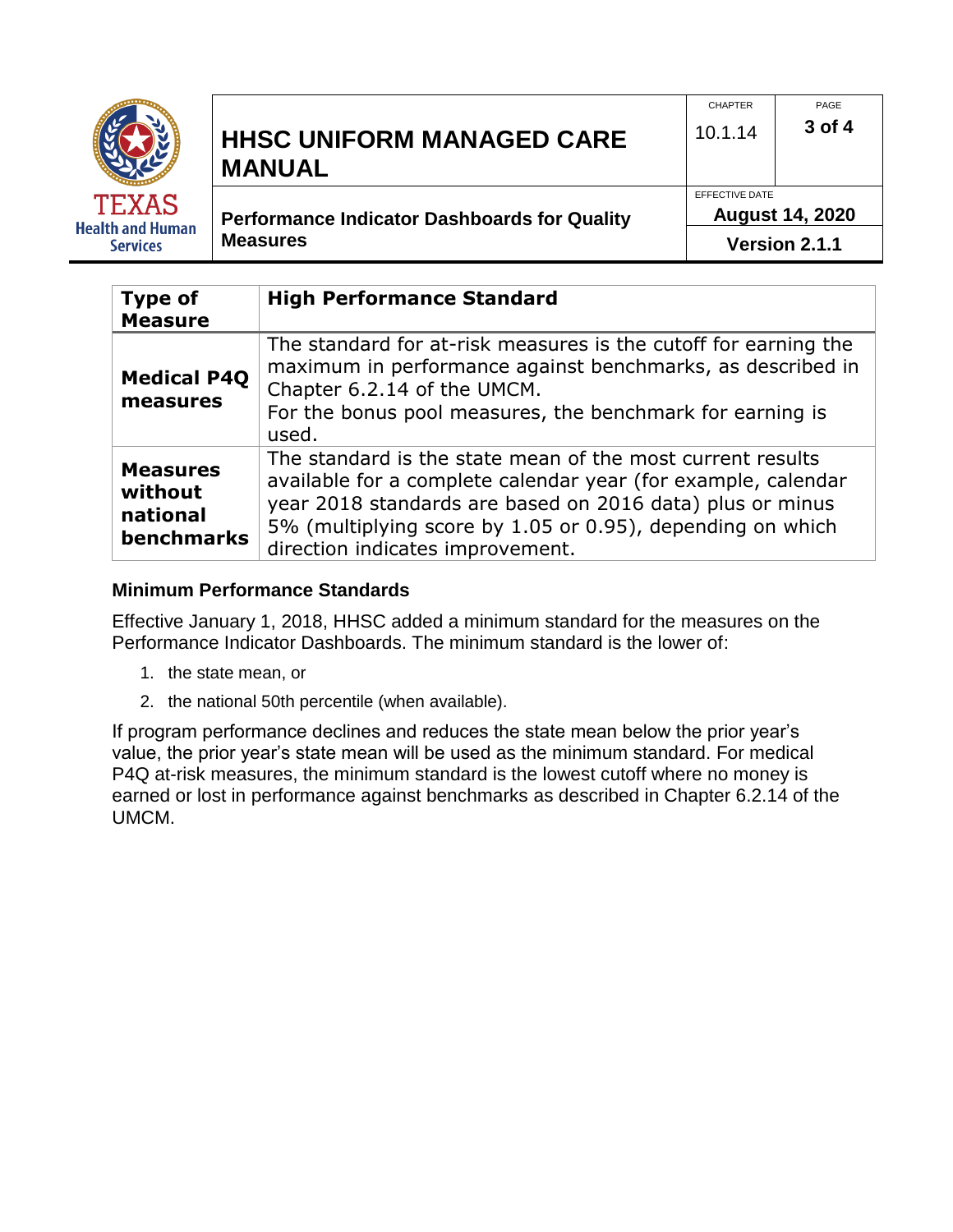| Type of Measure | High Performance Standard |
|---|---|
| **Medical P4Q measures** | The standard for at-risk measures is the cutoff for earning the maximum in performance against benchmarks, as described in Chapter 6.2.14 of the UMCM.<br>For the bonus pool measures, the benchmark for earning is used. |
| **Measures without national benchmarks** | The standard is the state mean of the most current results available for a complete calendar year (for example, calendar year 2018 standards are based on 2016 data) plus or minus 5% (multiplying score by 1.05 or 0.95), depending on which direction indicates improvement. |

### Minimum Performance Standards

Effective January 1, 2018, HHSC added a minimum standard for the measures on the Performance Indicator Dashboards. The minimum standard is the lower of:

1. the state mean, or
2. the national 50th percentile (when available).

If program performance declines and reduces the state mean below the prior year's value, the prior year's state mean will be used as the minimum standard. For medical P4Q at-risk measures, the minimum standard is the lowest cutoff where no money is earned or lost in performance against benchmarks as described in Chapter 6.2.14 of the UMCM.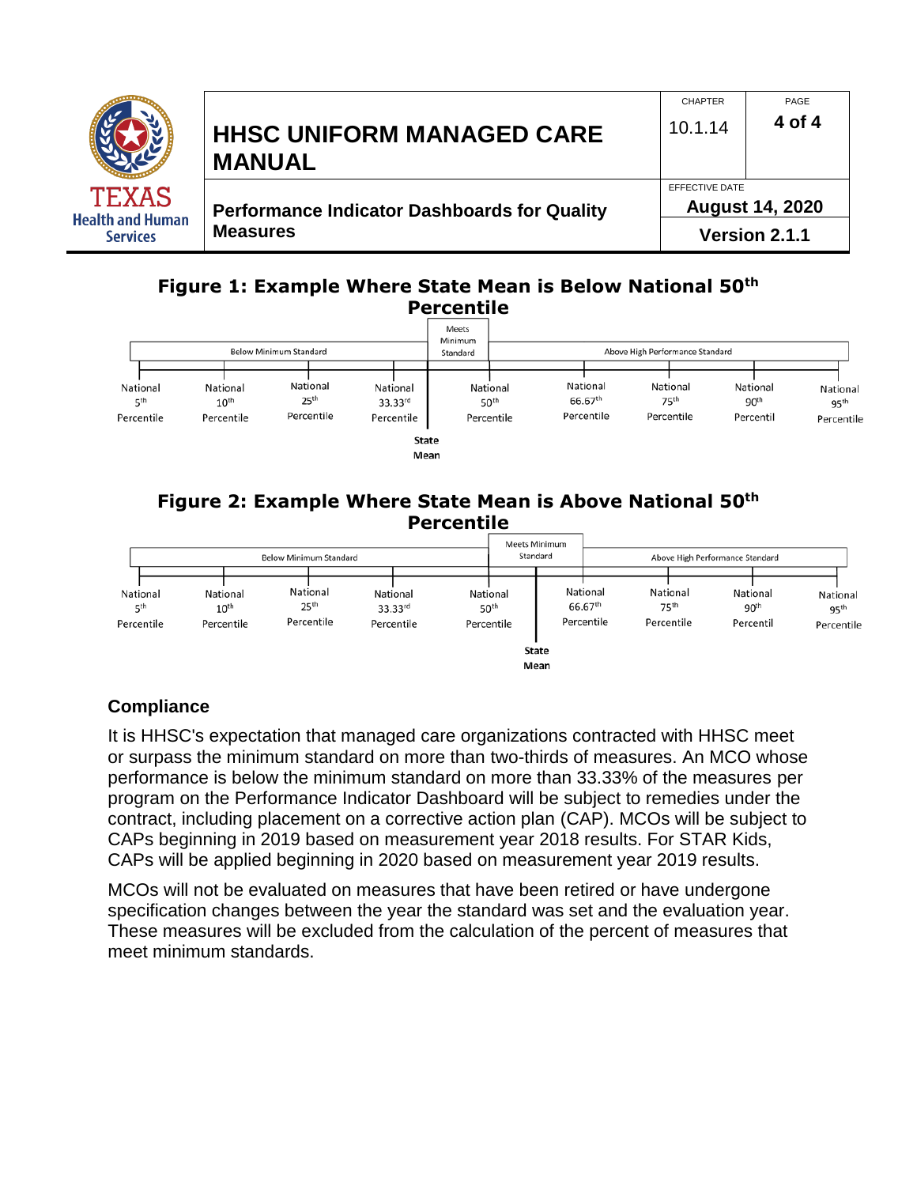### Figure 1: Example Where State Mean is Below National 50th Percentile

Below Minimum Standard

Meets Minimum Standard

Above High Performance Standard

National 5th Percentile

National 10th Percentile

National 25th Percentile

National 33.33rd Percentile

National 50th Percentile

National 66.67th Percentile

National 75th Percentile

National 90th Percentil

National 95th Percentile

State Mean

### Figure 2: Example Where State Mean is Above National 50th Percentile

Below Minimum Standard

Meets Minimum Standard

Above High Performance Standard

National 5th Percentile

National 10th Percentile

National 25th Percentile

National 33.33rd Percentile

National 50th Percentile

National 66.67th Percentile

National 75th Percentile

National 90th Percentil

National 95th Percentile

State Mean

## Compliance

It is HHSC's expectation that managed care organizations contracted with HHSC meet or surpass the minimum standard on more than two-thirds of measures. An MCO whose performance is below the minimum standard on more than 33.33% of the measures per program on the Performance Indicator Dashboard will be subject to remedies under the contract, including placement on a corrective action plan (CAP). MCOs will be subject to CAPs beginning in 2019 based on measurement year 2018 results. For STAR Kids, CAPs will be applied beginning in 2020 based on measurement year 2019 results.

MCOs will not be evaluated on measures that have been retired or have undergone specification changes between the year the standard was set and the evaluation year. These measures will be excluded from the calculation of the percent of measures that meet minimum standards.